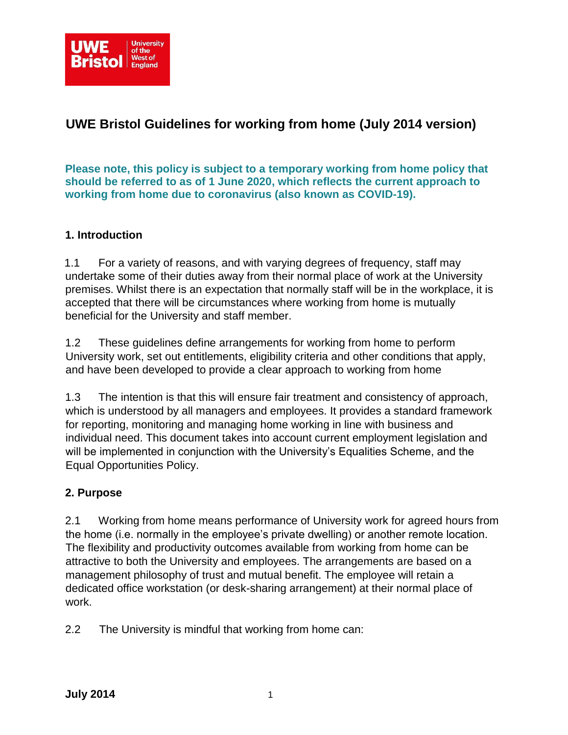# UWE Bristol Guidelines for working from home (July 2014 version)

**Please note, this policy is subject to a temporary working from home policy that should be referred to as of 1 June 2020, which reflects the current approach to working from home due to coronavirus (also known as COVID-19).**

## 1. Introduction

1.1 For a variety of reasons, and with varying degrees of frequency, staff may undertake some of their duties away from their normal place of work at the University premises. Whilst there is an expectation that normally staff will be in the workplace, it is accepted that there will be circumstances where working from home is mutually beneficial for the University and staff member.

1.2 These guidelines define arrangements for working from home to perform University work, set out entitlements, eligibility criteria and other conditions that apply, and have been developed to provide a clear approach to working from home

1.3 The intention is that this will ensure fair treatment and consistency of approach, which is understood by all managers and employees. It provides a standard framework for reporting, monitoring and managing home working in line with business and individual need. This document takes into account current employment legislation and will be implemented in conjunction with the University's Equalities Scheme, and the Equal Opportunities Policy.

## 2. Purpose

2.1 Working from home means performance of University work for agreed hours from the home (i.e. normally in the employee's private dwelling) or another remote location. The flexibility and productivity outcomes available from working from home can be attractive to both the University and employees. The arrangements are based on a management philosophy of trust and mutual benefit. The employee will retain a dedicated office workstation (or desk-sharing arrangement) at their normal place of work.

2.2 The University is mindful that working from home can: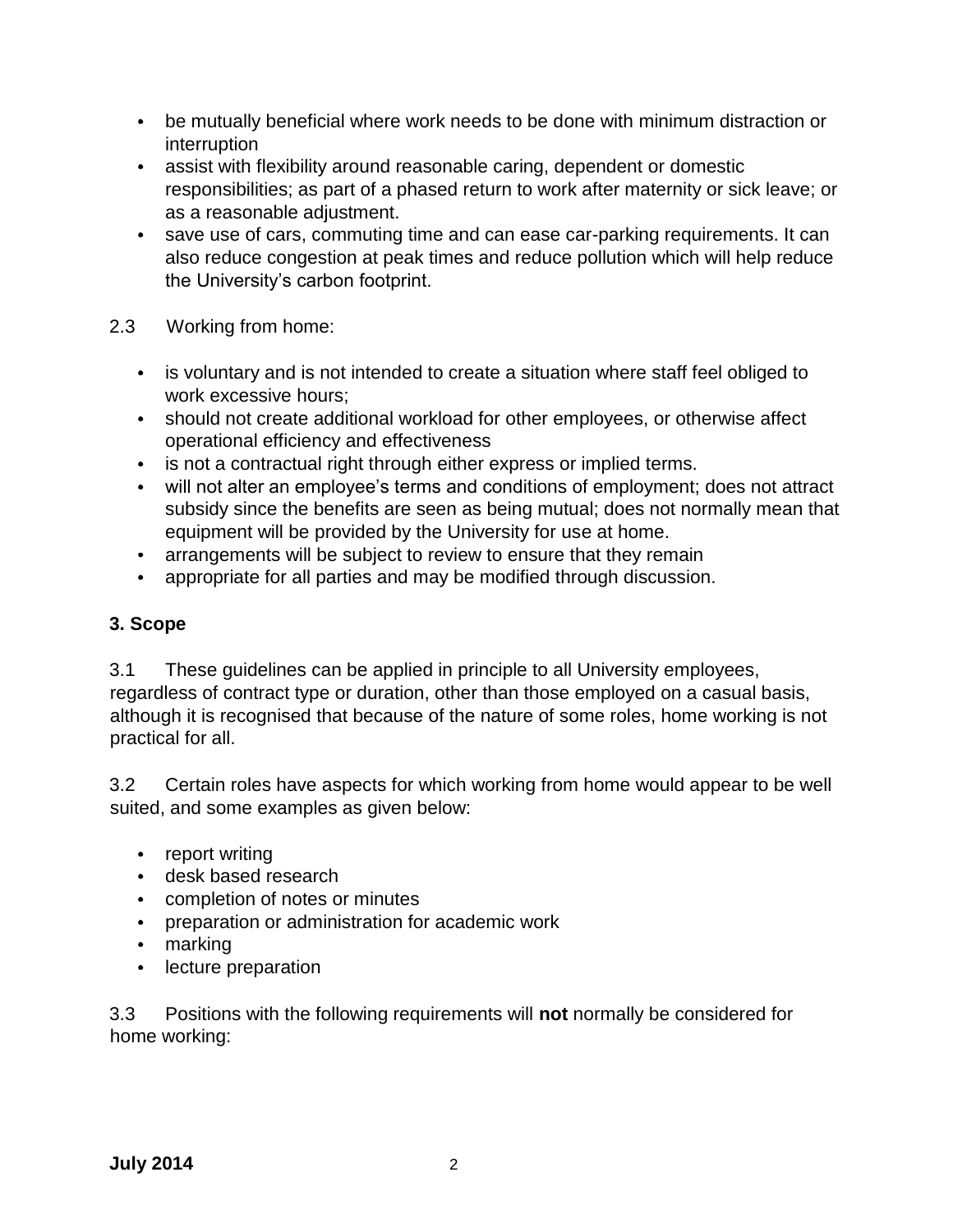- be mutually beneficial where work needs to be done with minimum distraction or interruption
- assist with flexibility around reasonable caring, dependent or domestic responsibilities; as part of a phased return to work after maternity or sick leave; or as a reasonable adjustment.
- save use of cars, commuting time and can ease car-parking requirements. It can also reduce congestion at peak times and reduce pollution which will help reduce the University's carbon footprint.

2.3 Working from home:

- is voluntary and is not intended to create a situation where staff feel obliged to work excessive hours;
- should not create additional workload for other employees, or otherwise affect operational efficiency and effectiveness
- is not a contractual right through either express or implied terms.
- will not alter an employee's terms and conditions of employment; does not attract subsidy since the benefits are seen as being mutual; does not normally mean that equipment will be provided by the University for use at home.
- arrangements will be subject to review to ensure that they remain
- appropriate for all parties and may be modified through discussion.

### 3. Scope

3.1 These guidelines can be applied in principle to all University employees, regardless of contract type or duration, other than those employed on a casual basis, although it is recognised that because of the nature of some roles, home working is not practical for all.

3.2 Certain roles have aspects for which working from home would appear to be well suited, and some examples as given below:

- report writing
- desk based research
- completion of notes or minutes
- preparation or administration for academic work
- marking
- lecture preparation

3.3 Positions with the following requirements will **not** normally be considered for home working: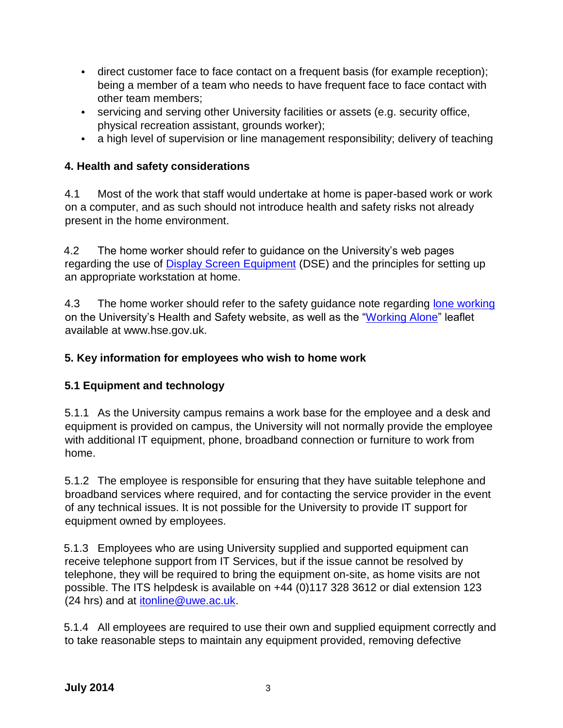- direct customer face to face contact on a frequent basis (for example reception); being a member of a team who needs to have frequent face to face contact with other team members;
- servicing and serving other University facilities or assets (e.g. security office, physical recreation assistant, grounds worker);
- a high level of supervision or line management responsibility; delivery of teaching

## 4. Health and safety considerations

4.1 Most of the work that staff would undertake at home is paper-based work or work on a computer, and as such should not introduce health and safety risks not already present in the home environment.

4.2 The home worker should refer to guidance on the University's web pages regarding the use of Display Screen Equipment (DSE) and the principles for setting up an appropriate workstation at home.

4.3 The home worker should refer to the safety guidance note regarding lone working on the University's Health and Safety website, as well as the "Working Alone" leaflet available at www.hse.gov.uk.

## 5. Key information for employees who wish to home work

### 5.1 Equipment and technology

5.1.1 As the University campus remains a work base for the employee and a desk and equipment is provided on campus, the University will not normally provide the employee with additional IT equipment, phone, broadband connection or furniture to work from home.

5.1.2 The employee is responsible for ensuring that they have suitable telephone and broadband services where required, and for contacting the service provider in the event of any technical issues. It is not possible for the University to provide IT support for equipment owned by employees.

5.1.3 Employees who are using University supplied and supported equipment can receive telephone support from IT Services, but if the issue cannot be resolved by telephone, they will be required to bring the equipment on-site, as home visits are not possible. The ITS helpdesk is available on +44 (0)117 328 3612 or dial extension 123 (24 hrs) and at itonline@uwe.ac.uk.

5.1.4 All employees are required to use their own and supplied equipment correctly and to take reasonable steps to maintain any equipment provided, removing defective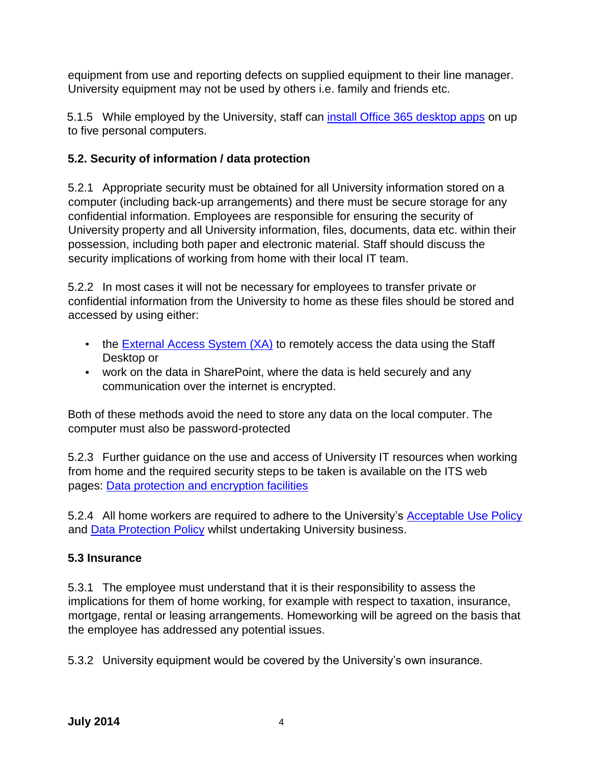equipment from use and reporting defects on supplied equipment to their line manager. University equipment may not be used by others i.e. family and friends etc.

5.1.5 While employed by the University, staff can [install Office 365 desktop apps]() on up to five personal computers.

### 5.2. Security of information / data protection

5.2.1 Appropriate security must be obtained for all University information stored on a computer (including back-up arrangements) and there must be secure storage for any confidential information. Employees are responsible for ensuring the security of University property and all University information, files, documents, data etc. within their possession, including both paper and electronic material. Staff should discuss the security implications of working from home with their local IT team.

5.2.2 In most cases it will not be necessary for employees to transfer private or confidential information from the University to home as these files should be stored and accessed by using either:

- the [External Access System (XA)]() to remotely access the data using the Staff Desktop or
- work on the data in SharePoint, where the data is held securely and any communication over the internet is encrypted.

Both of these methods avoid the need to store any data on the local computer. The computer must also be password-protected

5.2.3 Further guidance on the use and access of University IT resources when working from home and the required security steps to be taken is available on the ITS web pages: [Data protection and encryption facilities]()

5.2.4 All home workers are required to adhere to the University's [Acceptable Use Policy]() and [Data Protection Policy]() whilst undertaking University business.

### 5.3 Insurance

5.3.1 The employee must understand that it is their responsibility to assess the implications for them of home working, for example with respect to taxation, insurance, mortgage, rental or leasing arrangements. Homeworking will be agreed on the basis that the employee has addressed any potential issues.

5.3.2 University equipment would be covered by the University's own insurance.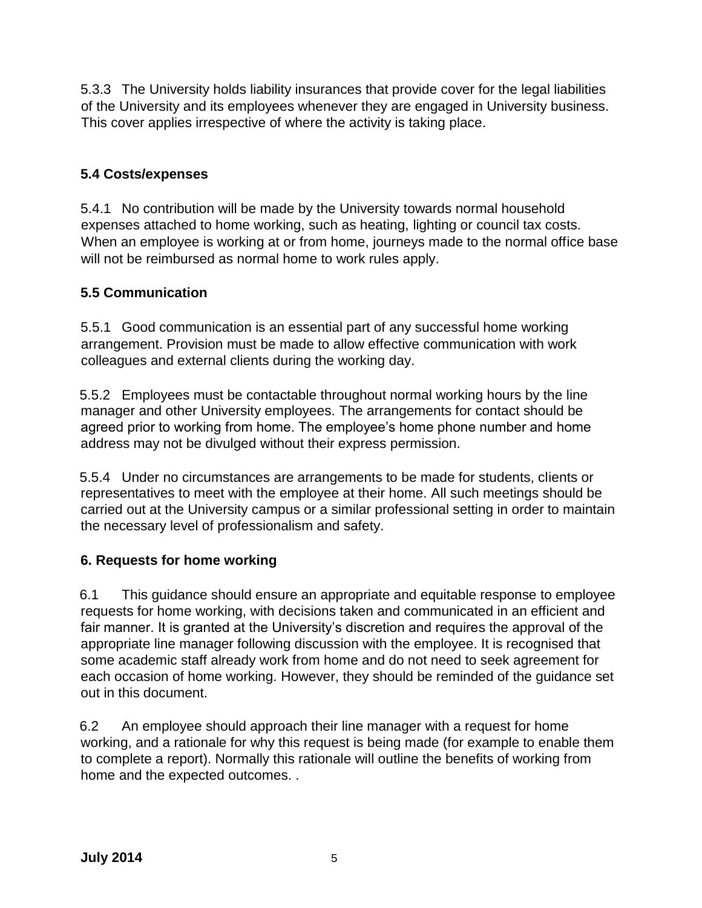5.3.3 The University holds liability insurances that provide cover for the legal liabilities of the University and its employees whenever they are engaged in University business. This cover applies irrespective of where the activity is taking place.

### 5.4 Costs/expenses

5.4.1 No contribution will be made by the University towards normal household expenses attached to home working, such as heating, lighting or council tax costs. When an employee is working at or from home, journeys made to the normal office base will not be reimbursed as normal home to work rules apply.

### 5.5 Communication

5.5.1 Good communication is an essential part of any successful home working arrangement. Provision must be made to allow effective communication with work colleagues and external clients during the working day.

5.5.2 Employees must be contactable throughout normal working hours by the line manager and other University employees. The arrangements for contact should be agreed prior to working from home. The employee's home phone number and home address may not be divulged without their express permission.

5.5.4 Under no circumstances are arrangements to be made for students, clients or representatives to meet with the employee at their home. All such meetings should be carried out at the University campus or a similar professional setting in order to maintain the necessary level of professionalism and safety.

## 6. Requests for home working

6.1 This guidance should ensure an appropriate and equitable response to employee requests for home working, with decisions taken and communicated in an efficient and fair manner. It is granted at the University's discretion and requires the approval of the appropriate line manager following discussion with the employee. It is recognised that some academic staff already work from home and do not need to seek agreement for each occasion of home working. However, they should be reminded of the guidance set out in this document.

6.2 An employee should approach their line manager with a request for home working, and a rationale for why this request is being made (for example to enable them to complete a report). Normally this rationale will outline the benefits of working from home and the expected outcomes. .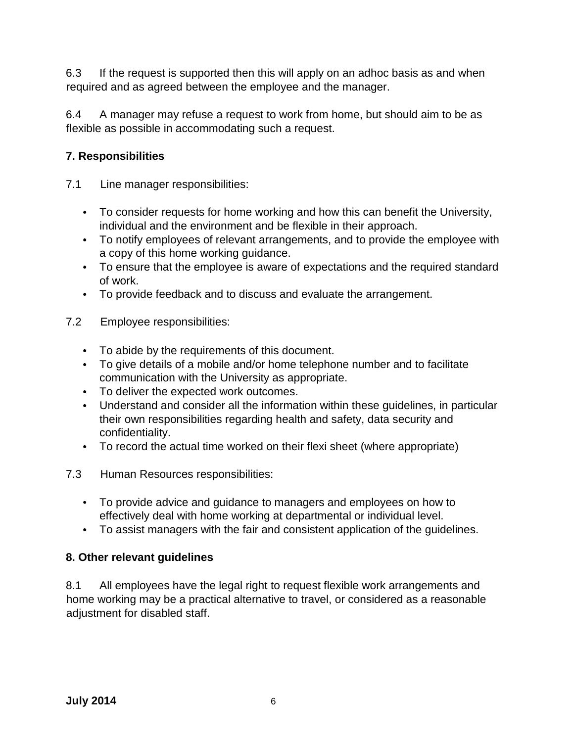6.3 If the request is supported then this will apply on an adhoc basis as and when required and as agreed between the employee and the manager.

6.4 A manager may refuse a request to work from home, but should aim to be as flexible as possible in accommodating such a request.

**7. Responsibilities**

7.1 Line manager responsibilities:

- To consider requests for home working and how this can benefit the University, individual and the environment and be flexible in their approach.
- To notify employees of relevant arrangements, and to provide the employee with a copy of this home working guidance.
- To ensure that the employee is aware of expectations and the required standard of work.
- To provide feedback and to discuss and evaluate the arrangement.

7.2 Employee responsibilities:

- To abide by the requirements of this document.
- To give details of a mobile and/or home telephone number and to facilitate communication with the University as appropriate.
- To deliver the expected work outcomes.
- Understand and consider all the information within these guidelines, in particular their own responsibilities regarding health and safety, data security and confidentiality.
- To record the actual time worked on their flexi sheet (where appropriate)

7.3 Human Resources responsibilities:

- To provide advice and guidance to managers and employees on how to effectively deal with home working at departmental or individual level.
- To assist managers with the fair and consistent application of the guidelines.

**8. Other relevant guidelines**

8.1 All employees have the legal right to request flexible work arrangements and home working may be a practical alternative to travel, or considered as a reasonable adjustment for disabled staff.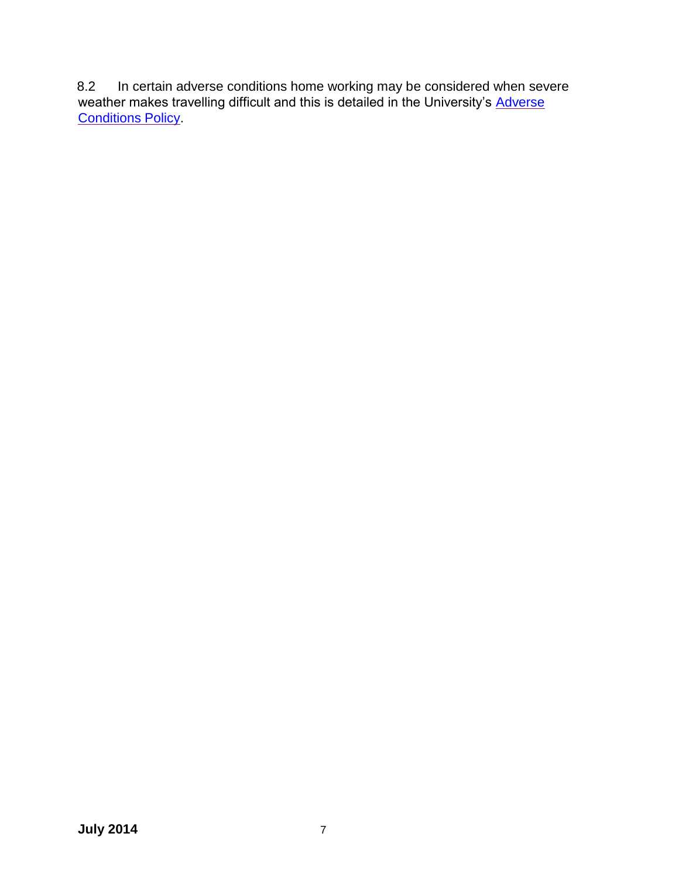8.2 In certain adverse conditions home working may be considered when severe weather makes travelling difficult and this is detailed in the University's Adverse Conditions Policy.